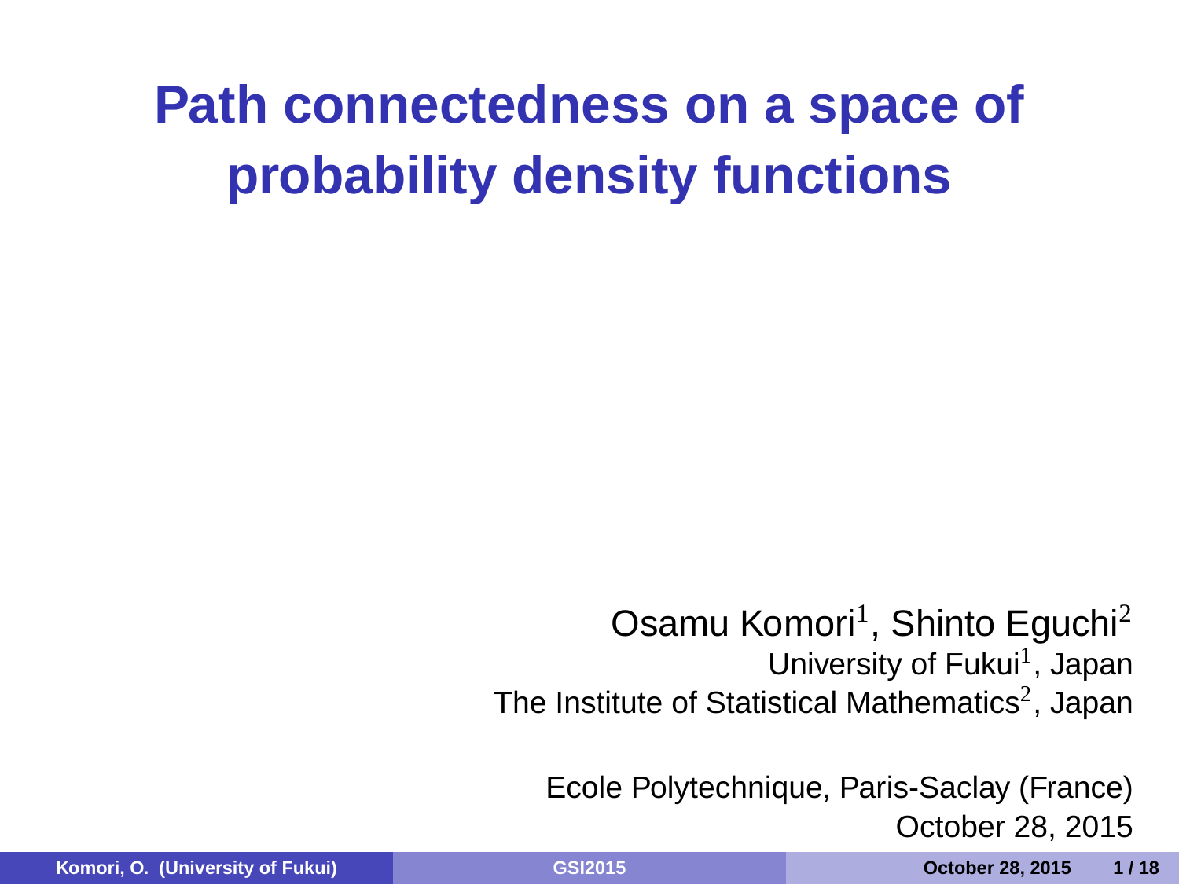# Path connectedness on a space of probability density functions

Osamu Komori[1], Shinto Eguchi[2]

University of Fukui[1], Japan

The Institute of Statistical Mathematics[2], Japan

Ecole Polytechnique, Paris-Saclay (France)

October 28, 2015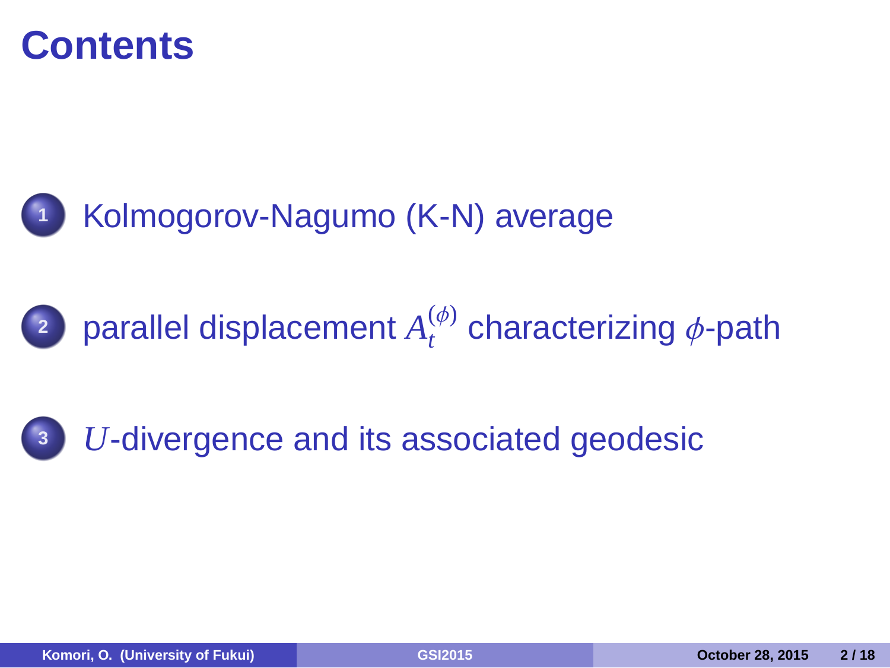# Contents

1. Kolmogorov-Nagumo (K-N) average
2. parallel displacement $A_t^{(\phi)}$ characterizing $\phi$-path
3. $U$-divergence and its associated geodesic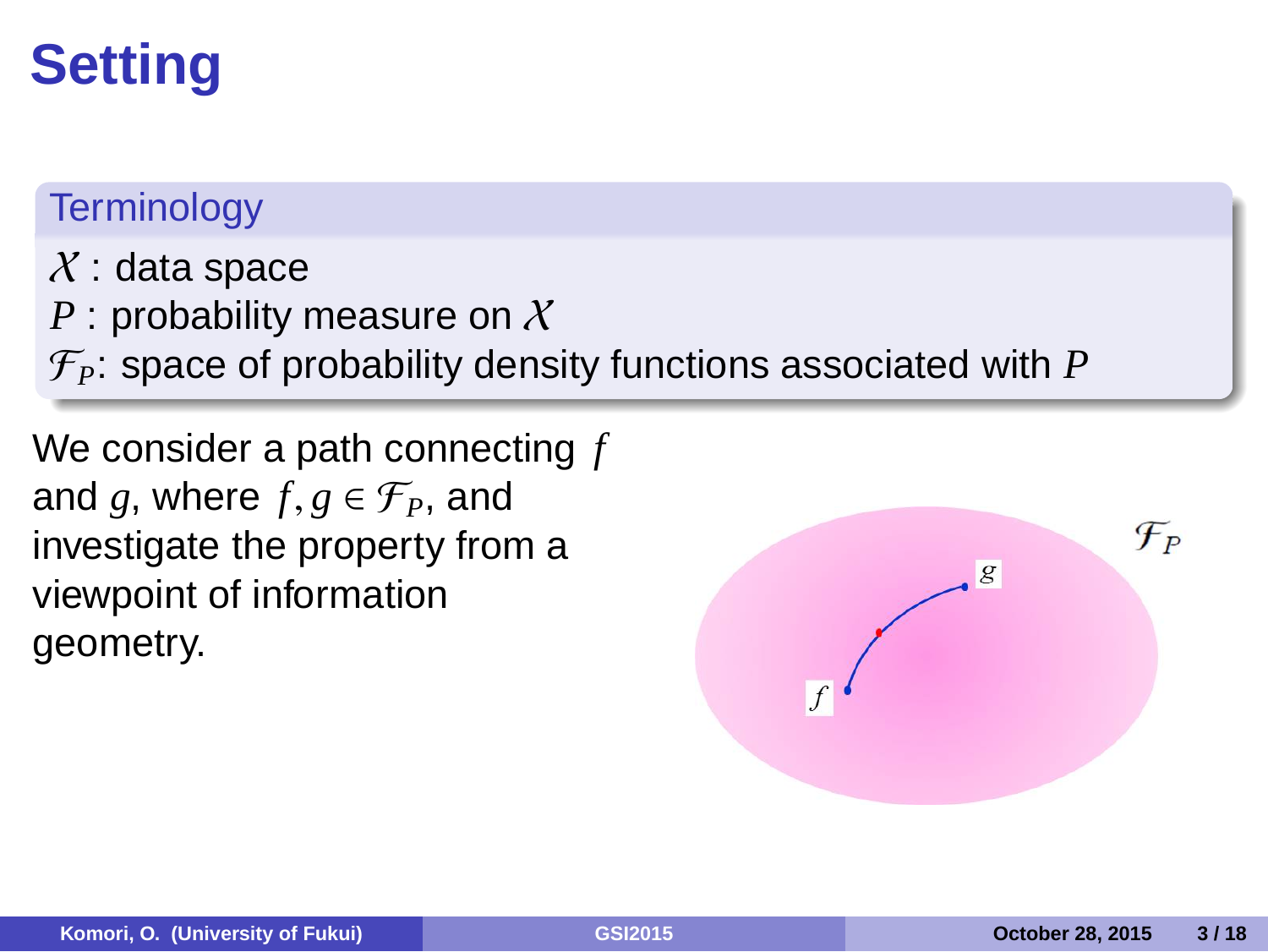# Setting

**Terminology**

$\mathcal{X}$ : data space
$P$ : probability measure on $\mathcal{X}$
$\mathcal{F}_P$: space of probability density functions associated with $P$

We consider a path connecting $f$ and $g$, where $f, g \in \mathcal{F}_P$, and investigate the property from a viewpoint of information geometry.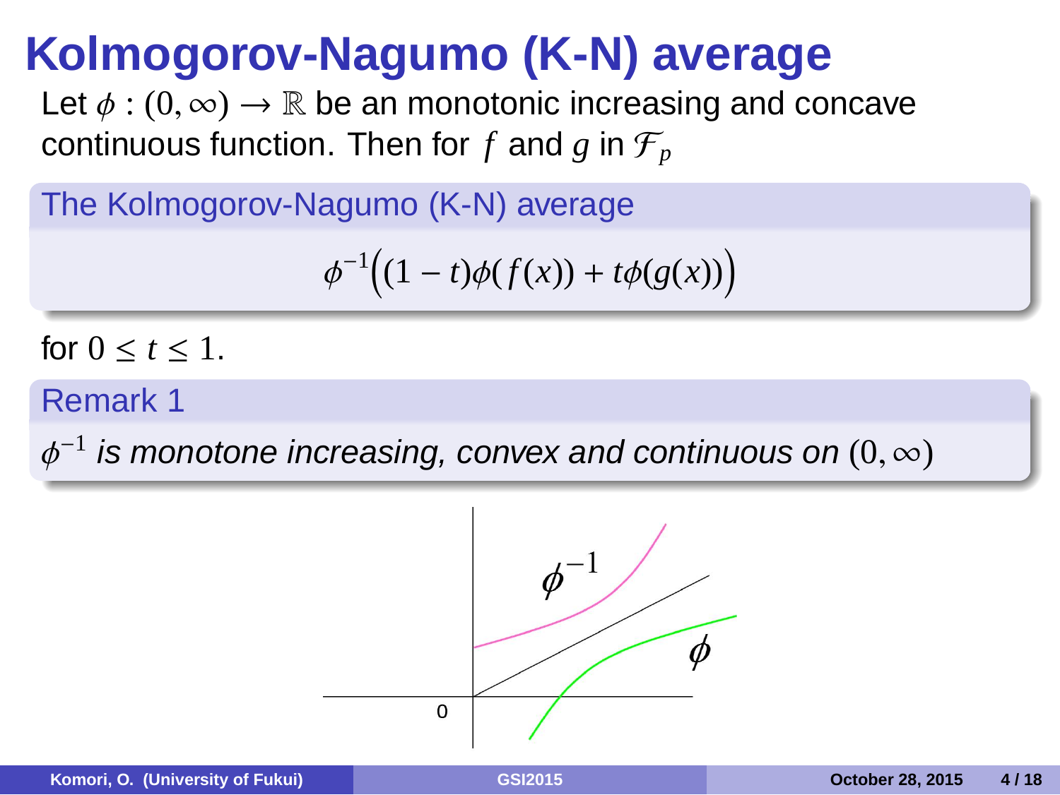# Kolmogorov-Nagumo (K-N) average

Let $\phi : (0, \infty) \to \mathbb{R}$ be an monotonic increasing and concave continuous function. Then for $f$ and $g$ in $\mathcal{F}_p$

**The Kolmogorov-Nagumo (K-N) average**

$$\phi^{-1}\Big((1-t)\phi(f(x)) + t\phi(g(x))\Big)$$

for $0 \le t \le 1$.

**Remark 1**

*$\phi^{-1}$ is monotone increasing, convex and continuous on $(0, \infty)$*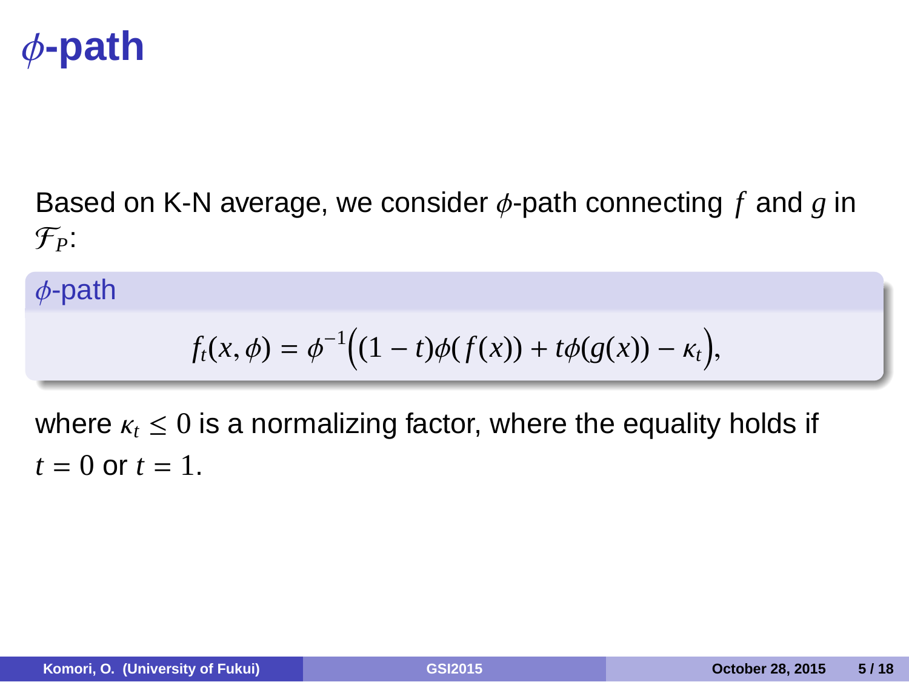# $\phi$-path

Based on K-N average, we consider $\phi$-path connecting $f$ and $g$ in $\mathcal{F}_P$:

**$\phi$-path**

$$f_t(x, \phi) = \phi^{-1}\Big((1 - t)\phi(f(x)) + t\phi(g(x)) - \kappa_t\Big),$$

where $\kappa_t \leq 0$ is a normalizing factor, where the equality holds if $t = 0$ or $t = 1$.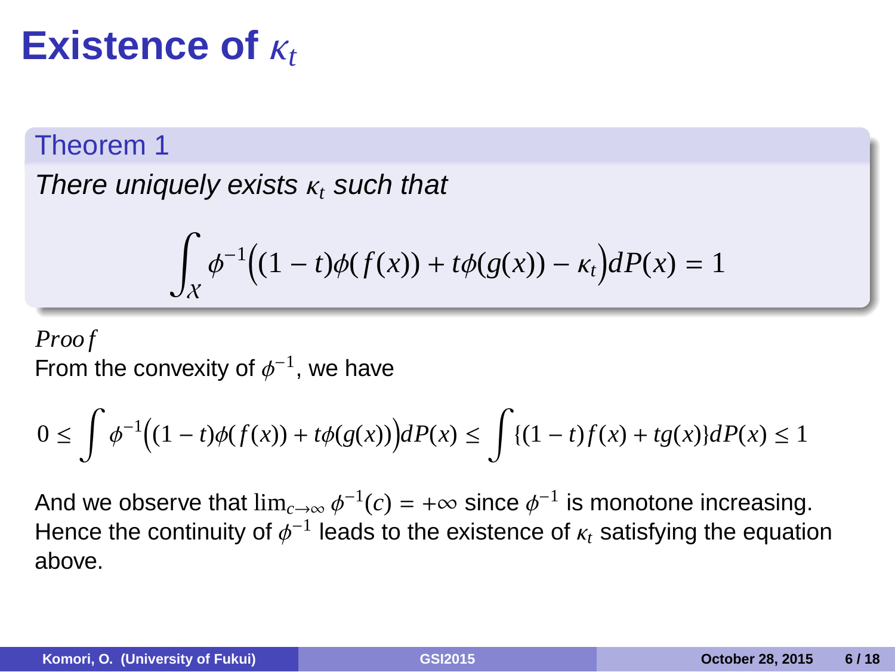# Existence of $\kappa_t$

**Theorem 1**

*There uniquely exists $\kappa_t$ such that*

$$\int_{\mathcal{X}} \phi^{-1}\Big((1-t)\phi(f(x)) + t\phi(g(x)) - \kappa_t\Big) dP(x) = 1$$

*Proof*

From the convexity of $\phi^{-1}$, we have

$$0 \leq \int \phi^{-1}\Big((1-t)\phi(f(x)) + t\phi(g(x))\Big) dP(x) \leq \int \{(1-t)f(x) + tg(x)\} dP(x) \leq 1$$

And we observe that $\lim_{c \to \infty} \phi^{-1}(c) = +\infty$ since $\phi^{-1}$ is monotone increasing. Hence the continuity of $\phi^{-1}$ leads to the existence of $\kappa_t$ satisfying the equation above.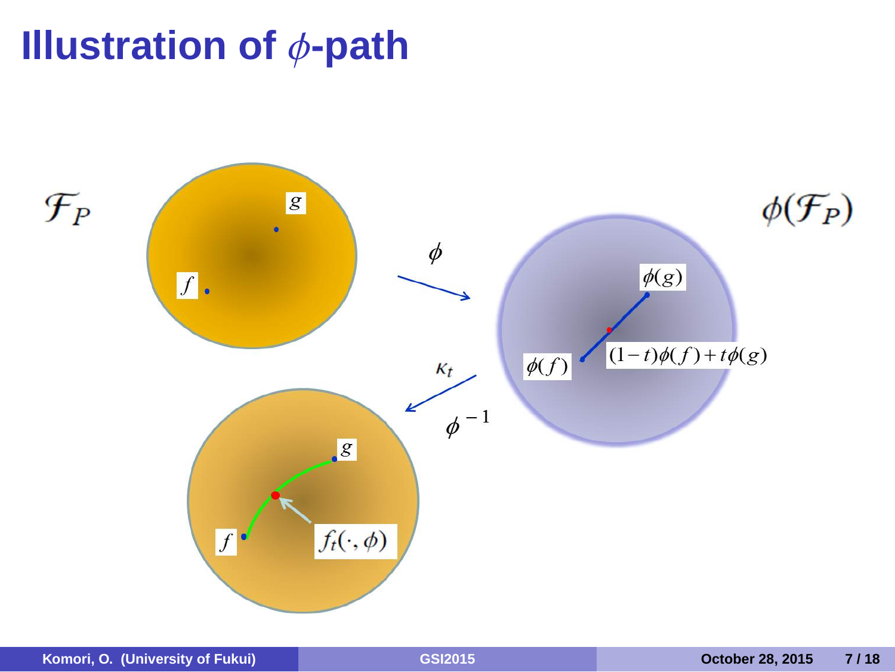# Illustration of $\phi$-path

$\mathcal{F}_P$

$g$

$f$

$\phi$

$\phi(\mathcal{F}_P)$

$\phi(g)$

$\phi(f)$

$(1-t)\phi(f)+t\phi(g)$

$\kappa_t$

$\phi^{-1}$

$g$

$f$

$f_t(\cdot,\phi)$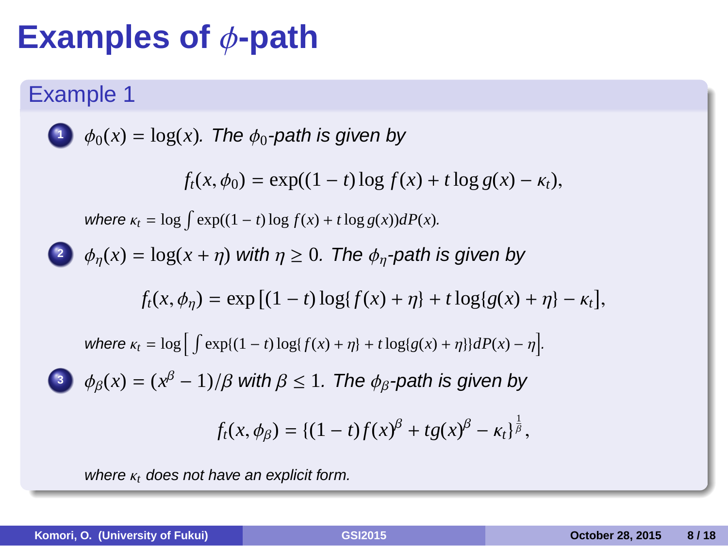# Examples of $\phi$-path

## Example 1

1. $\phi_0(x) = \log(x)$. *The $\phi_0$-path is given by*

$$f_t(x, \phi_0) = \exp((1-t)\log f(x) + t \log g(x) - \kappa_t),$$

*where* $\kappa_t = \log \int \exp((1-t)\log f(x) + t \log g(x)) dP(x)$.

2. $\phi_\eta(x) = \log(x + \eta)$ *with* $\eta \geq 0$. *The $\phi_\eta$-path is given by*

$$f_t(x, \phi_\eta) = \exp\left[(1-t)\log\{f(x) + \eta\} + t \log\{g(x) + \eta\} - \kappa_t\right],$$

*where* $\kappa_t = \log\Big[\int \exp\{(1-t)\log\{f(x) + \eta\} + t \log\{g(x) + \eta\}\} dP(x) - \eta\Big]$.

3. $\phi_\beta(x) = (x^\beta - 1)/\beta$ *with* $\beta \leq 1$. *The $\phi_\beta$-path is given by*

$$f_t(x, \phi_\beta) = \{(1-t)f(x)^\beta + t g(x)^\beta - \kappa_t\}^{\frac{1}{\beta}},$$

*where $\kappa_t$ does not have an explicit form.*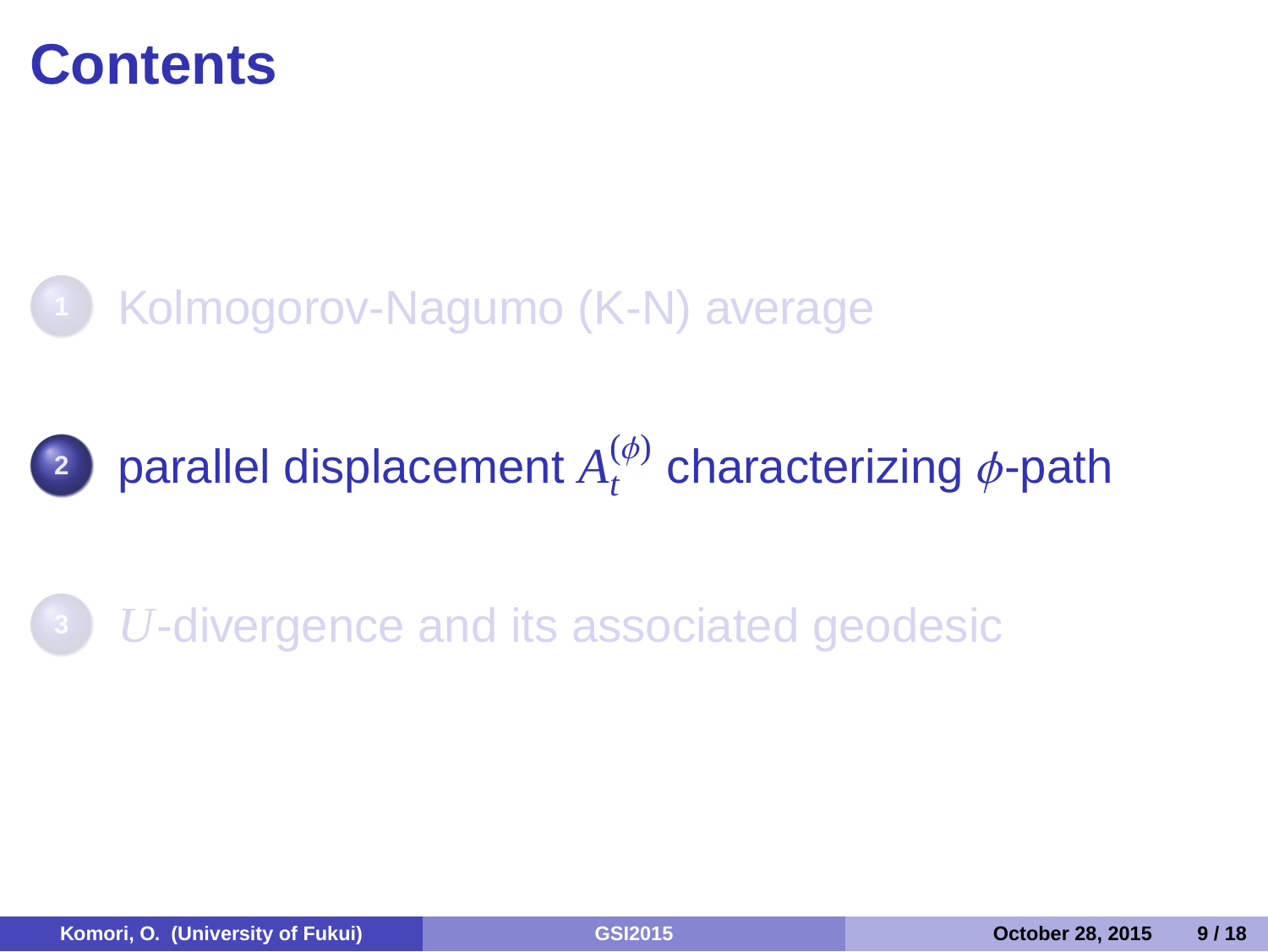# Contents

1. Kolmogorov-Nagumo (K-N) average
2. parallel displacement $A_t^{(\phi)}$ characterizing $\phi$-path
3. $U$-divergence and its associated geodesic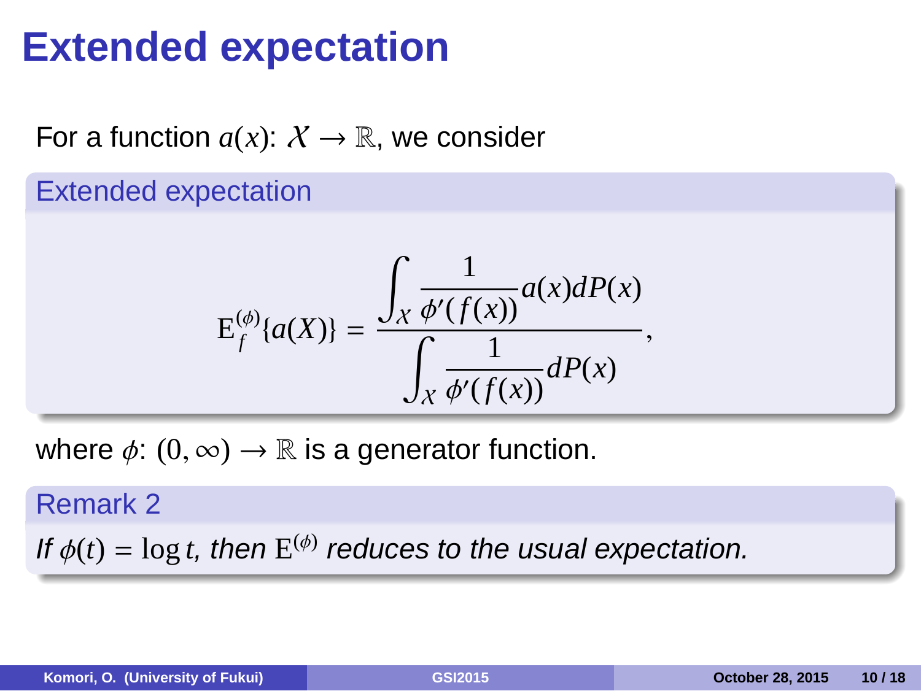# Extended expectation

For a function $a(x)$: $\mathcal{X} \to \mathbb{R}$, we consider

**Extended expectation**

$$
\mathrm{E}_f^{(\phi)}\{a(X)\} = \frac{\displaystyle\int_{\mathcal{X}} \frac{1}{\phi'(f(x))} a(x) dP(x)}{\displaystyle\int_{\mathcal{X}} \frac{1}{\phi'(f(x))} dP(x)},
$$

where $\phi$: $(0, \infty) \to \mathbb{R}$ is a generator function.

**Remark 2**

*If $\phi(t) = \log t$, then $\mathrm{E}^{(\phi)}$ reduces to the usual expectation.*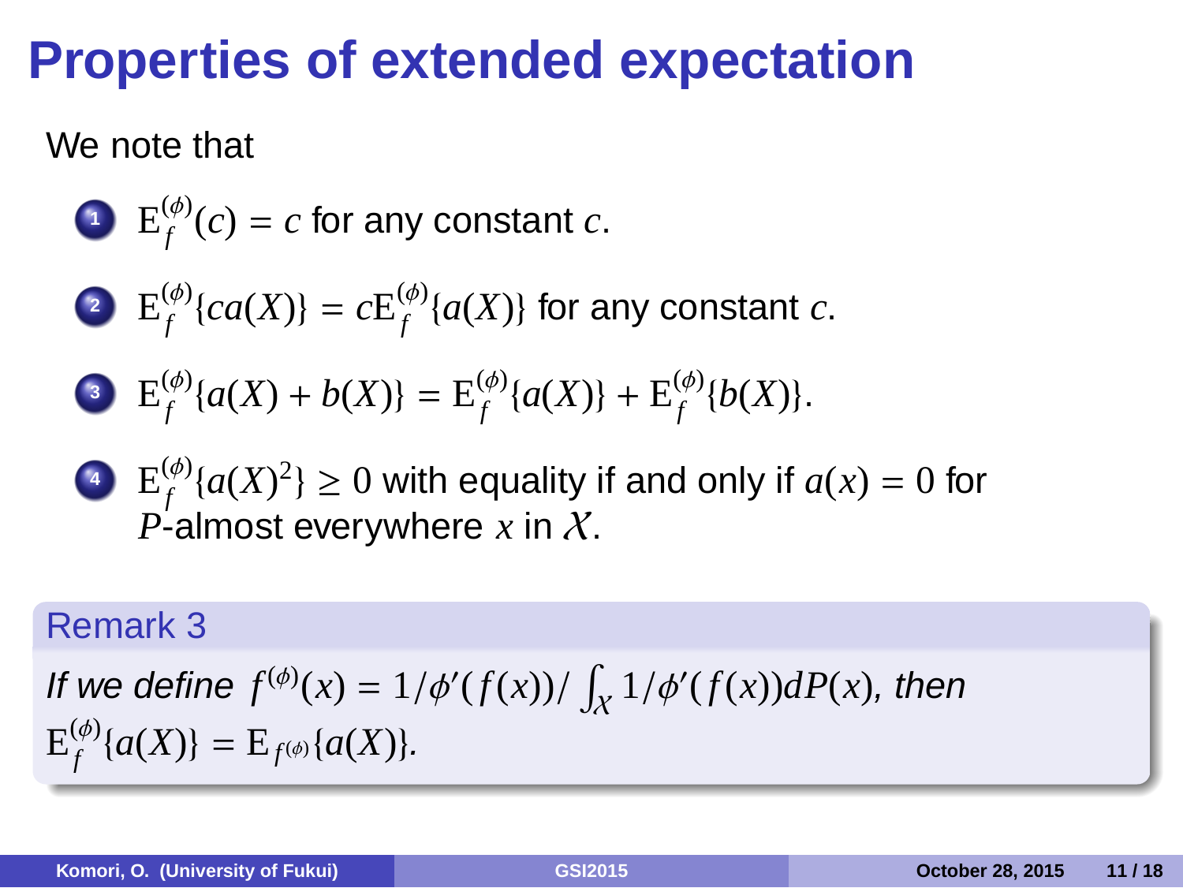# Properties of extended expectation

We note that

1. $\mathrm{E}_f^{(\phi)}(c) = c$ for any constant $c$.
2. $\mathrm{E}_f^{(\phi)}\{ca(X)\} = c\mathrm{E}_f^{(\phi)}\{a(X)\}$ for any constant $c$.
3. $\mathrm{E}_f^{(\phi)}\{a(X) + b(X)\} = \mathrm{E}_f^{(\phi)}\{a(X)\} + \mathrm{E}_f^{(\phi)}\{b(X)\}$.
4. $\mathrm{E}_f^{(\phi)}\{a(X)^2\} \geq 0$ with equality if and only if $a(x) = 0$ for $P$-almost everywhere $x$ in $\mathcal{X}$.

**Remark 3**

*If we define* $f^{(\phi)}(x) = 1/\phi'(f(x))/\int_{\mathcal{X}} 1/\phi'(f(x))dP(x)$, *then* $\mathrm{E}_f^{(\phi)}\{a(X)\} = \mathrm{E}_{f^{(\phi)}}\{a(X)\}$.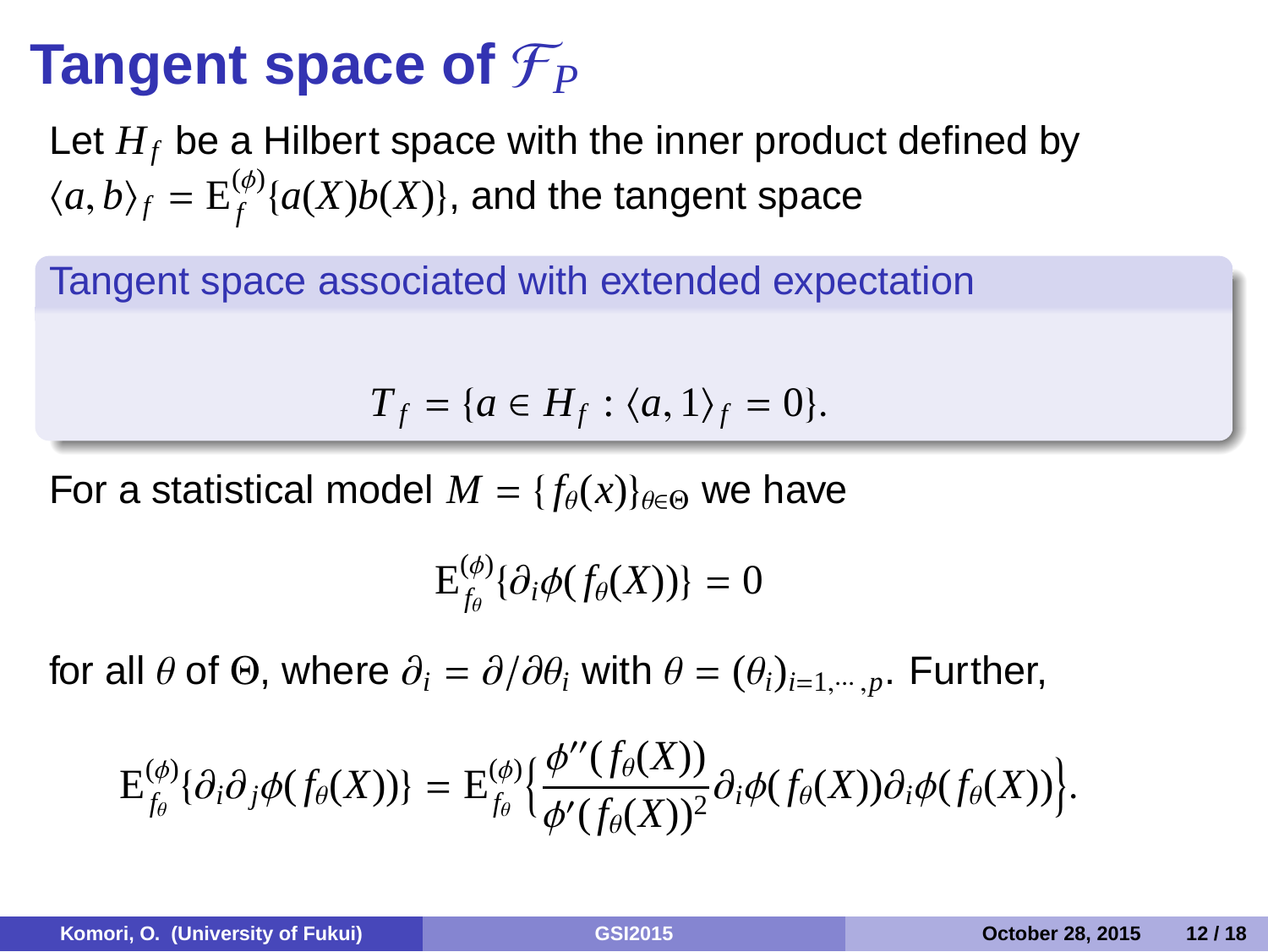# Tangent space of $\mathcal{F}_P$

Let $H_f$ be a Hilbert space with the inner product defined by $\langle a, b\rangle_f = \mathrm{E}_f^{(\phi)}\{a(X)b(X)\}$, and the tangent space

**Tangent space associated with extended expectation**

$$T_f = \{a \in H_f : \langle a, 1\rangle_f = 0\}.$$

For a statistical model $M = \{f_\theta(x)\}_{\theta\in\Theta}$ we have

$$\mathrm{E}_{f_\theta}^{(\phi)}\{\partial_i \phi(f_\theta(X))\} = 0$$

for all $\theta$ of $\Theta$, where $\partial_i = \partial/\partial\theta_i$ with $\theta = (\theta_i)_{i=1,\cdots,p}$. Further,

$$\mathrm{E}_{f_\theta}^{(\phi)}\{\partial_i\partial_j \phi(f_\theta(X))\} = \mathrm{E}_{f_\theta}^{(\phi)}\Big\{\frac{\phi''(f_\theta(X))}{\phi'(f_\theta(X))^2}\partial_i\phi(f_\theta(X))\partial_i\phi(f_\theta(X))\Big\}.$$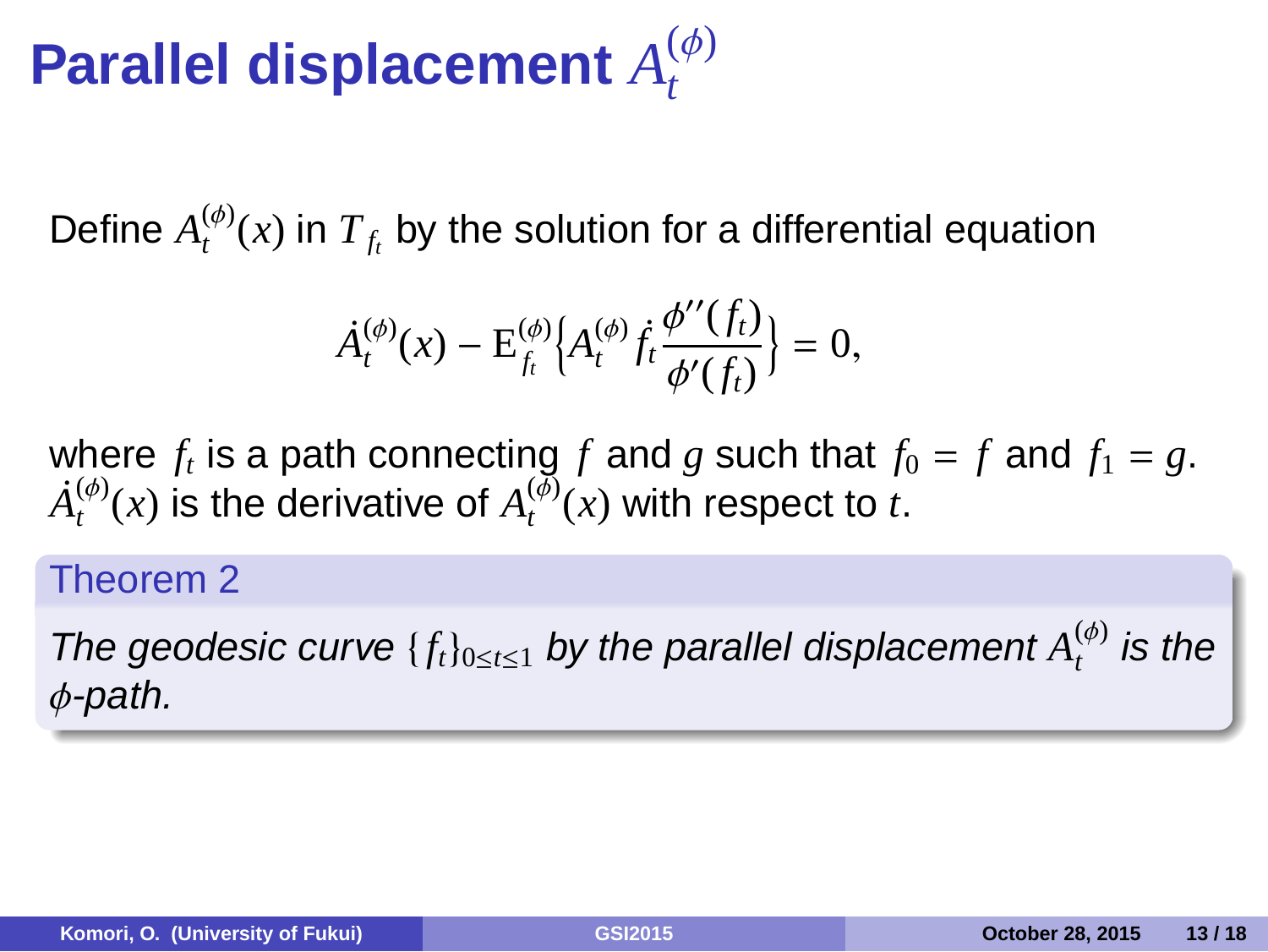# Parallel displacement $A_t^{(\phi)}$

Define $A_t^{(\phi)}(x)$ in $T_{f_t}$ by the solution for a differential equation

$$\dot{A}_t^{(\phi)}(x) - \mathrm{E}_{f_t}^{(\phi)}\Big\{A_t^{(\phi)}\dot{f}_t\frac{\phi''(f_t)}{\phi'(f_t)}\Big\} = 0,$$

where $f_t$ is a path connecting $f$ and $g$ such that $f_0 = f$ and $f_1 = g$. $\dot{A}_t^{(\phi)}(x)$ is the derivative of $A_t^{(\phi)}(x)$ with respect to $t$.

**Theorem 2**

*The geodesic curve $\{f_t\}_{0\le t\le 1}$ by the parallel displacement $A_t^{(\phi)}$ is the $\phi$-path.*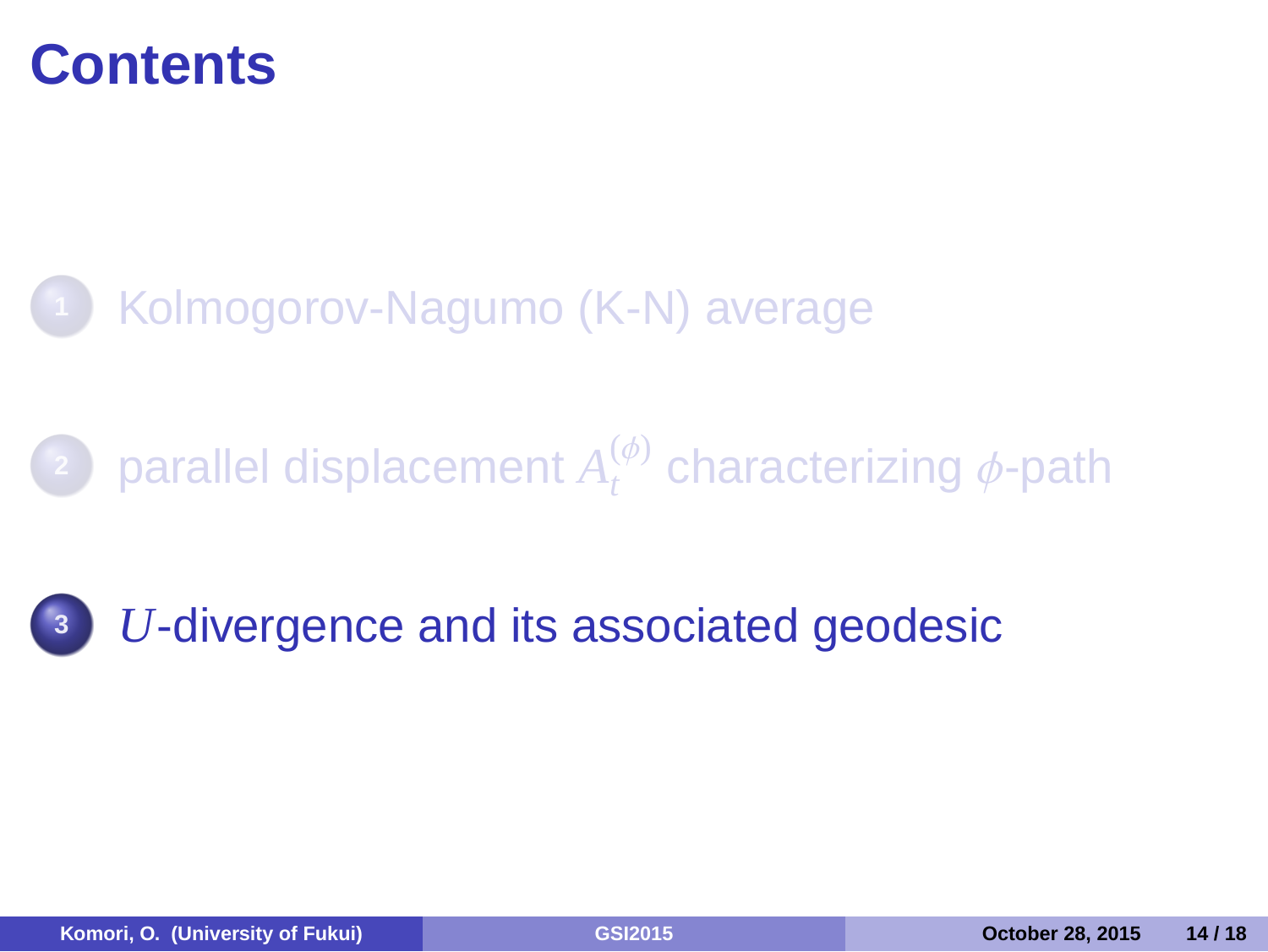# Contents

1. Kolmogorov-Nagumo (K-N) average
2. parallel displacement $A_t^{(\phi)}$ characterizing $\phi$-path
3. $U$-divergence and its associated geodesic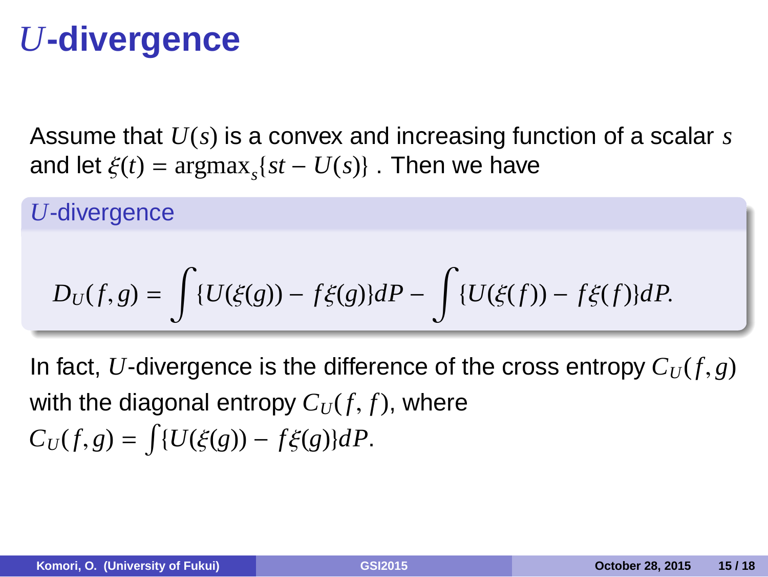# $U$-divergence

Assume that $U(s)$ is a convex and increasing function of a scalar $s$ and let $\xi(t) = \mathrm{argmax}_s\{st - U(s)\}$ . Then we have

**$U$-divergence**

$$D_U(f, g) = \int \{U(\xi(g)) - f\xi(g)\}dP - \int \{U(\xi(f)) - f\xi(f)\}dP.$$

In fact, $U$-divergence is the difference of the cross entropy $C_U(f, g)$ with the diagonal entropy $C_U(f, f)$, where $C_U(f, g) = \int \{U(\xi(g)) - f\xi(g)\}dP$.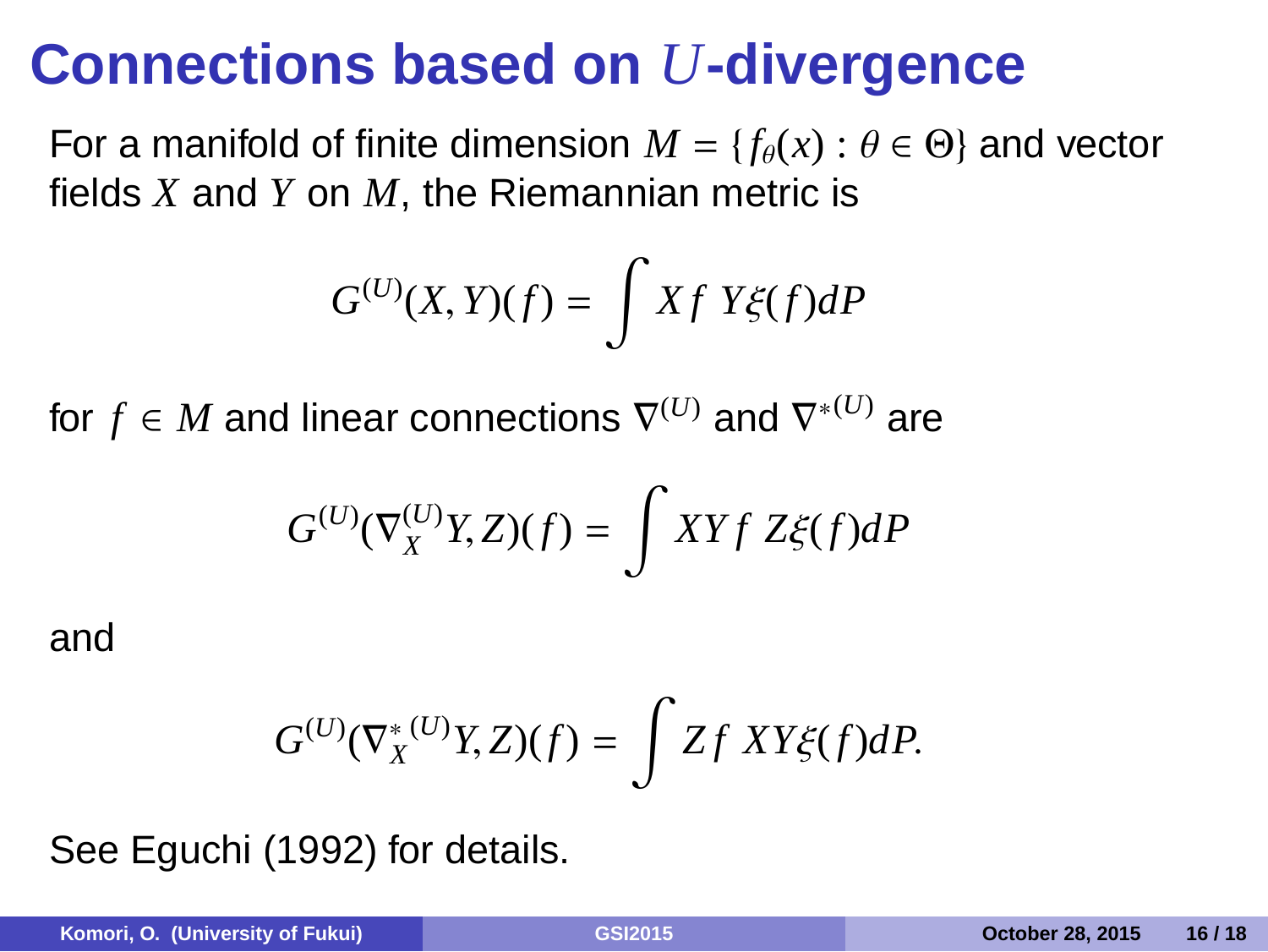# Connections based on $U$-divergence

For a manifold of finite dimension $M = \{f_\theta(x) : \theta \in \Theta\}$ and vector fields $X$ and $Y$ on $M$, the Riemannian metric is

$$G^{(U)}(X, Y)(f) = \int Xf \; Y\xi(f) dP$$

for $f \in M$ and linear connections $\nabla^{(U)}$ and $\nabla^{*(U)}$ are

$$G^{(U)}(\nabla_X^{(U)} Y, Z)(f) = \int XYf \; Z\xi(f) dP$$

and

$$G^{(U)}(\nabla_X^{*(U)} Y, Z)(f) = \int Zf \; XY\xi(f) dP.$$

See Eguchi (1992) for details.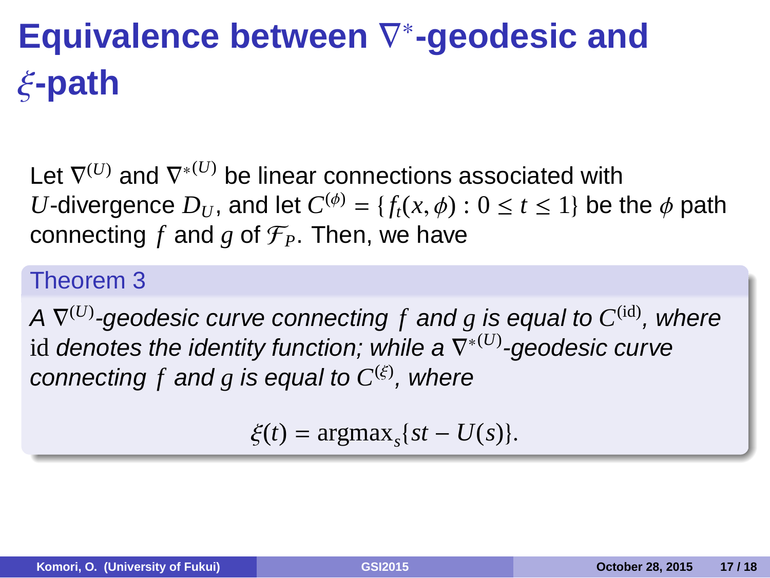# Equivalence between $\nabla^*$-geodesic and $\xi$-path

Let $\nabla^{(U)}$ and $\nabla^{*(U)}$ be linear connections associated with $U$-divergence $D_U$, and let $C^{(\phi)} = \{f_t(x, \phi) : 0 \le t \le 1\}$ be the $\phi$ path connecting $f$ and $g$ of $\mathcal{F}_P$. Then, we have

**Theorem 3**

*A $\nabla^{(U)}$-geodesic curve connecting $f$ and $g$ is equal to $C^{(\mathrm{id})}$, where $\mathrm{id}$ denotes the identity function; while a $\nabla^{*(U)}$-geodesic curve connecting $f$ and $g$ is equal to $C^{(\xi)}$, where*

$$\xi(t) = \mathrm{argmax}_s\{st - U(s)\}.$$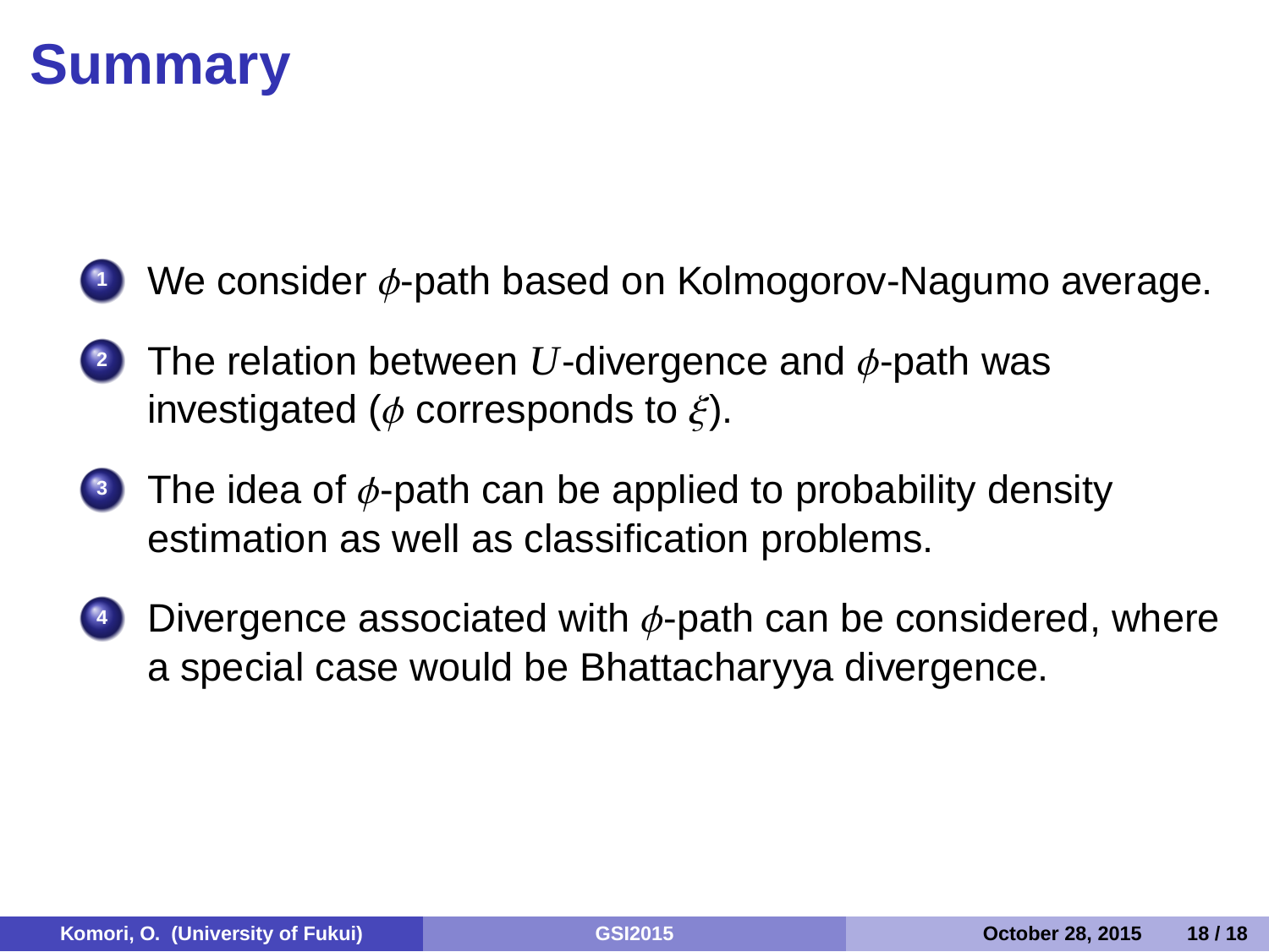# Summary

1. We consider $\phi$-path based on Kolmogorov-Nagumo average.
2. The relation between $U$-divergence and $\phi$-path was investigated ($\phi$ corresponds to $\xi$).
3. The idea of $\phi$-path can be applied to probability density estimation as well as classification problems.
4. Divergence associated with $\phi$-path can be considered, where a special case would be Bhattacharyya divergence.